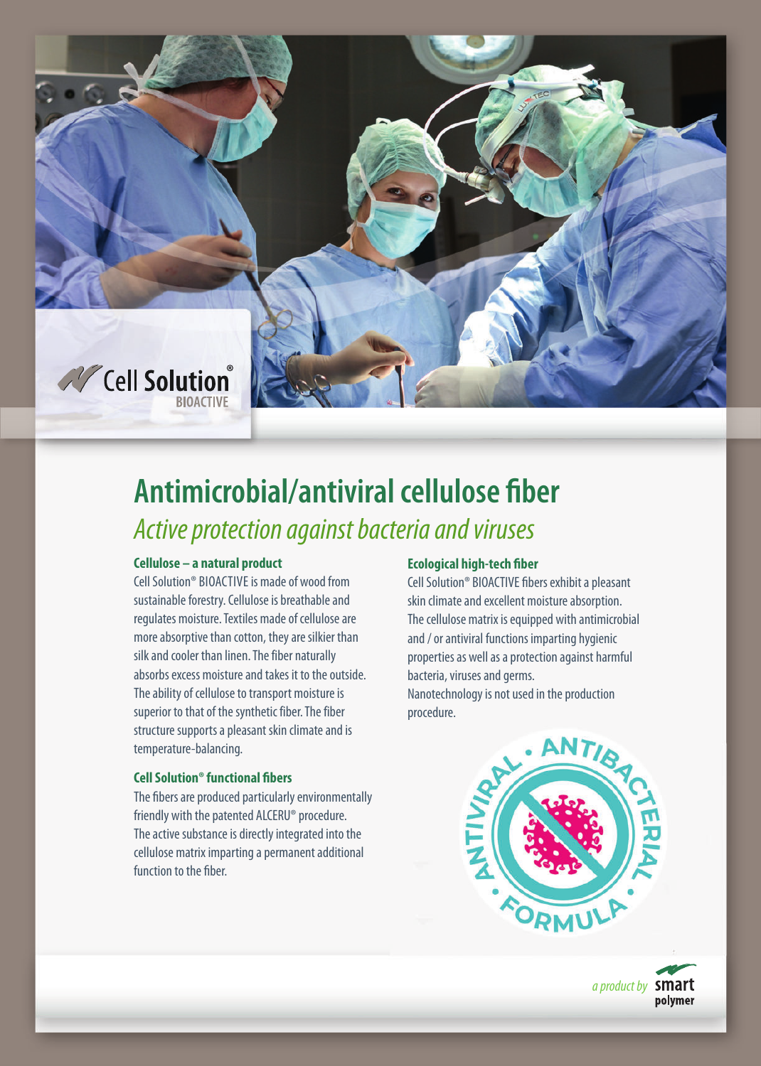Cell Solution®
BIOACTIVE

# Antimicrobial/antiviral cellulose fiber

## *Active protection against bacteria and viruses*

### Cellulose – a natural product

Cell Solution® BIOACTIVE is made of wood from sustainable forestry. Cellulose is breathable and regulates moisture. Textiles made of cellulose are more absorptive than cotton, they are silkier than silk and cooler than linen. The fiber naturally absorbs excess moisture and takes it to the outside. The ability of cellulose to transport moisture is superior to that of the synthetic fiber. The fiber structure supports a pleasant skin climate and is temperature-balancing.

### Cell Solution® functional fibers

The fibers are produced particularly environmentally friendly with the patented ALCERU® procedure. The active substance is directly integrated into the cellulose matrix imparting a permanent additional function to the fiber.

### Ecological high-tech fiber

Cell Solution® BIOACTIVE fibers exhibit a pleasant skin climate and excellent moisture absorption. The cellulose matrix is equipped with antimicrobial and / or antiviral functions imparting hygienic properties as well as a protection against harmful bacteria, viruses and germs.
Nanotechnology is not used in the production procedure.

ANTIVIRAL • ANTIBACTERIAL • FORMULA

*a product by* **smart polymer**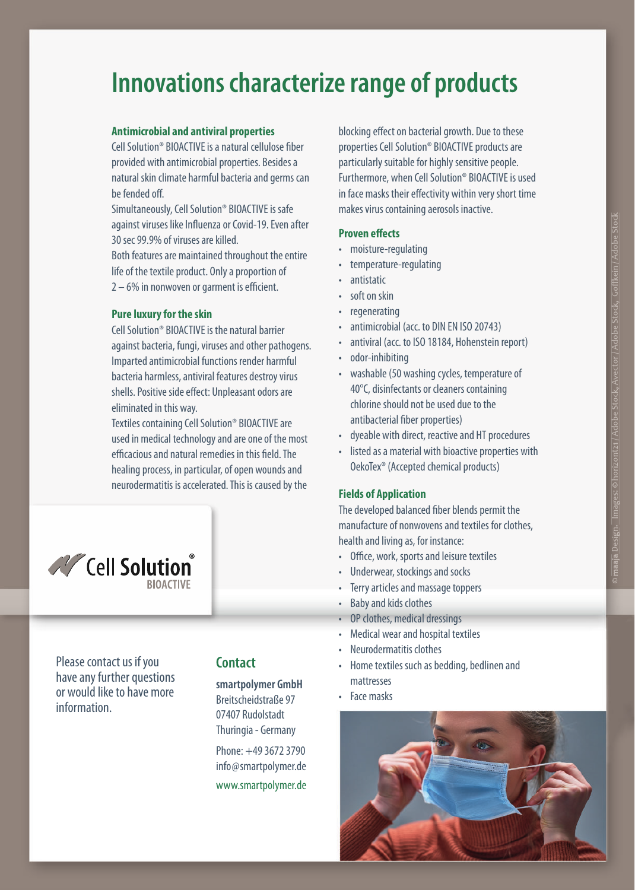# Innovations characterize range of products

### Antimicrobial and antiviral properties

Cell Solution® BIOACTIVE is a natural cellulose fiber provided with antimicrobial properties. Besides a natural skin climate harmful bacteria and germs can be fended off.

Simultaneously, Cell Solution® BIOACTIVE is safe against viruses like Influenza or Covid-19. Even after 30 sec 99.9% of viruses are killed.

Both features are maintained throughout the entire life of the textile product. Only a proportion of 2 – 6% in nonwoven or garment is efficient.

### Pure luxury for the skin

Cell Solution® BIOACTIVE is the natural barrier against bacteria, fungi, viruses and other pathogens. Imparted antimicrobial functions render harmful bacteria harmless, antiviral features destroy virus shells. Positive side effect: Unpleasant odors are eliminated in this way.

Textiles containing Cell Solution® BIOACTIVE are used in medical technology and are one of the most efficacious and natural remedies in this field. The healing process, in particular, of open wounds and neurodermatitis is accelerated. This is caused by the blocking effect on bacterial growth. Due to these properties Cell Solution® BIOACTIVE products are particularly suitable for highly sensitive people. Furthermore, when Cell Solution® BIOACTIVE is used in face masks their effectivity within very short time makes virus containing aerosols inactive.

### Proven effects

- moisture-regulating
- temperature-regulating
- antistatic
- soft on skin
- regenerating
- antimicrobial (acc. to DIN EN ISO 20743)
- antiviral (acc. to ISO 18184, Hohenstein report)
- odor-inhibiting
- washable (50 washing cycles, temperature of 40°C, disinfectants or cleaners containing chlorine should not be used due to the antibacterial fiber properties)
- dyeable with direct, reactive and HT procedures
- listed as a material with bioactive properties with OekoTex® (Accepted chemical products)

### Fields of Application

The developed balanced fiber blends permit the manufacture of nonwovens and textiles for clothes, health and living as, for instance:

- Office, work, sports and leisure textiles
- Underwear, stockings and socks
- Terry articles and massage toppers
- Baby and kids clothes
- OP clothes, medical dressings
- Medical wear and hospital textiles
- Neurodermatitis clothes
- Home textiles such as bedding, bedlinen and mattresses
- Face masks

Cell Solution® BIOACTIVE

Please contact us if you have any further questions or would like to have more information.

## Contact

**smartpolymer GmbH**
Breitscheidstraße 97
07407 Rudolstadt
Thuringia - Germany

Phone: +49 3672 3790
info@smartpolymer.de

www.smartpolymer.de

© maaja Design. Images: © horizont21 / Adobe Stock, Avector / Adobe Stock, Goffkein / Adobe Stock